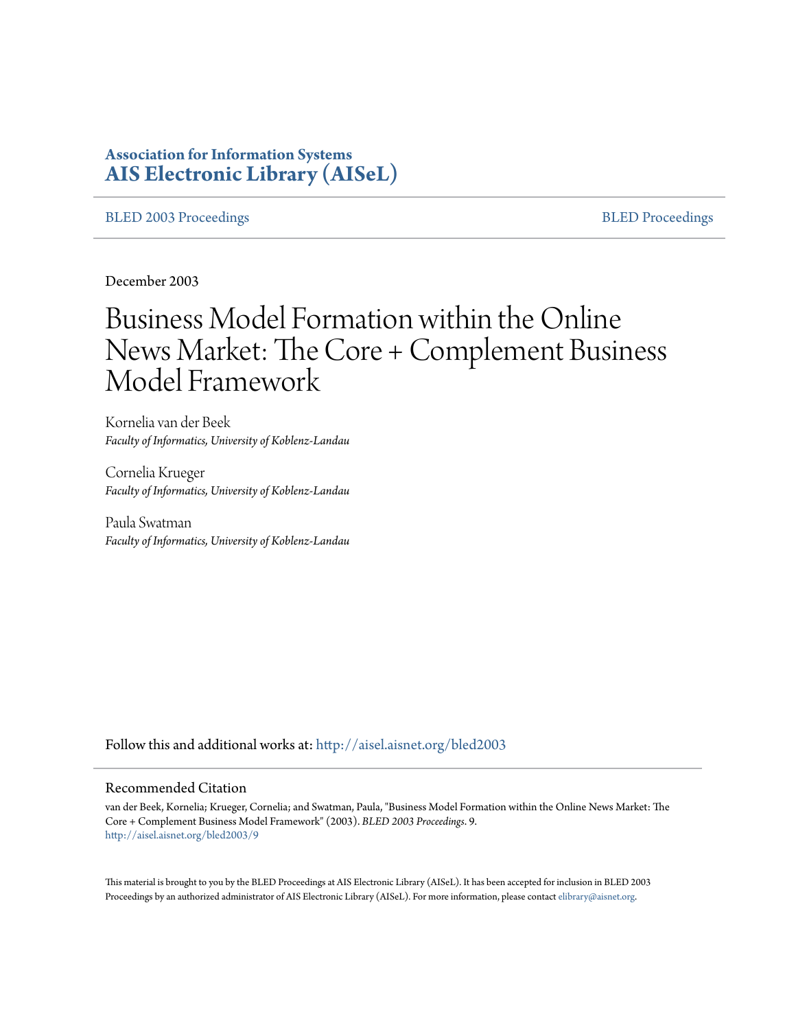**Association for Information Systems**
**AIS Electronic Library (AISeL)**

BLED 2003 Proceedings | BLED Proceedings

December 2003

# Business Model Formation within the Online News Market: The Core + Complement Business Model Framework

Kornelia van der Beek
*Faculty of Informatics, University of Koblenz-Landau*

Cornelia Krueger
*Faculty of Informatics, University of Koblenz-Landau*

Paula Swatman
*Faculty of Informatics, University of Koblenz-Landau*

Follow this and additional works at: http://aisel.aisnet.org/bled2003

## Recommended Citation

van der Beek, Kornelia; Krueger, Cornelia; and Swatman, Paula, "Business Model Formation within the Online News Market: The Core + Complement Business Model Framework" (2003). *BLED 2003 Proceedings*. 9.
http://aisel.aisnet.org/bled2003/9

This material is brought to you by the BLED Proceedings at AIS Electronic Library (AISeL). It has been accepted for inclusion in BLED 2003 Proceedings by an authorized administrator of AIS Electronic Library (AISeL). For more information, please contact elibrary@aisnet.org.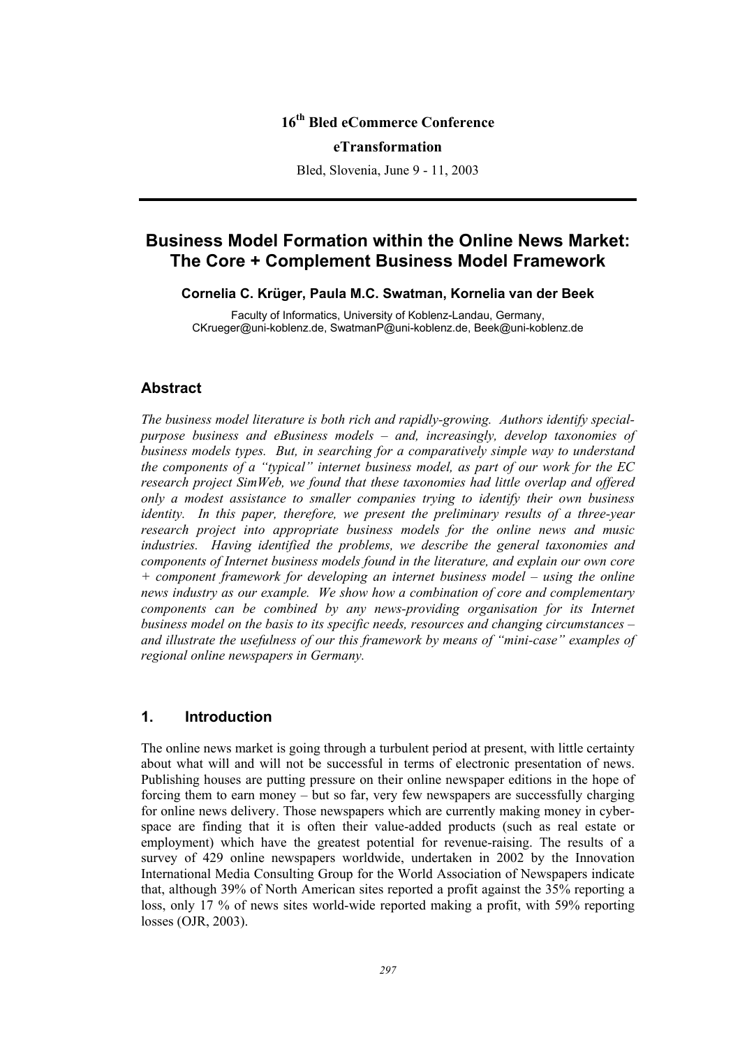**16th Bled eCommerce Conference**

**eTransformation**

Bled, Slovenia, June 9 - 11, 2003

---

# Business Model Formation within the Online News Market: The Core + Complement Business Model Framework

**Cornelia C. Krüger, Paula M.C. Swatman, Kornelia van der Beek**

Faculty of Informatics, University of Koblenz-Landau, Germany,
CKrueger@uni-koblenz.de, SwatmanP@uni-koblenz.de, Beek@uni-koblenz.de

## Abstract

*The business model literature is both rich and rapidly-growing. Authors identify special-purpose business and eBusiness models – and, increasingly, develop taxonomies of business models types. But, in searching for a comparatively simple way to understand the components of a "typical" internet business model, as part of our work for the EC research project SimWeb, we found that these taxonomies had little overlap and offered only a modest assistance to smaller companies trying to identify their own business identity. In this paper, therefore, we present the preliminary results of a three-year research project into appropriate business models for the online news and music industries. Having identified the problems, we describe the general taxonomies and components of Internet business models found in the literature, and explain our own core + component framework for developing an internet business model – using the online news industry as our example. We show how a combination of core and complementary components can be combined by any news-providing organisation for its Internet business model on the basis to its specific needs, resources and changing circumstances – and illustrate the usefulness of our this framework by means of "mini-case" examples of regional online newspapers in Germany.*

## 1. Introduction

The online news market is going through a turbulent period at present, with little certainty about what will and will not be successful in terms of electronic presentation of news. Publishing houses are putting pressure on their online newspaper editions in the hope of forcing them to earn money – but so far, very few newspapers are successfully charging for online news delivery. Those newspapers which are currently making money in cyber-space are finding that it is often their value-added products (such as real estate or employment) which have the greatest potential for revenue-raising. The results of a survey of 429 online newspapers worldwide, undertaken in 2002 by the Innovation International Media Consulting Group for the World Association of Newspapers indicate that, although 39% of North American sites reported a profit against the 35% reporting a loss, only 17 % of news sites world-wide reported making a profit, with 59% reporting losses (OJR, 2003).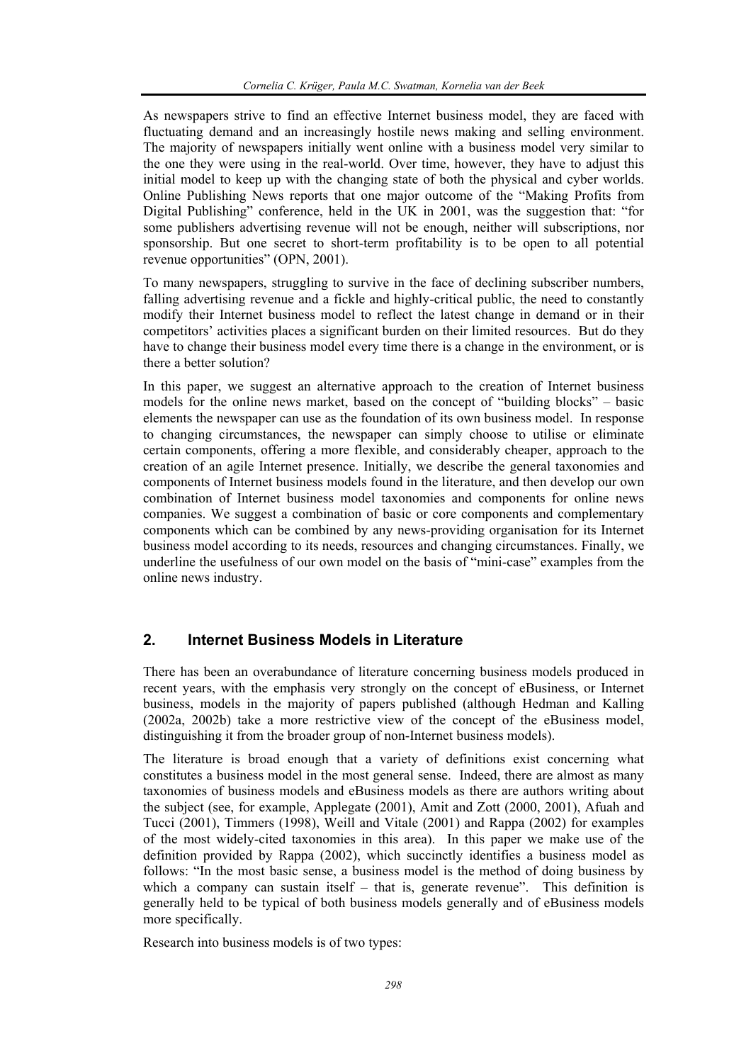As newspapers strive to find an effective Internet business model, they are faced with fluctuating demand and an increasingly hostile news making and selling environment. The majority of newspapers initially went online with a business model very similar to the one they were using in the real-world. Over time, however, they have to adjust this initial model to keep up with the changing state of both the physical and cyber worlds. Online Publishing News reports that one major outcome of the "Making Profits from Digital Publishing" conference, held in the UK in 2001, was the suggestion that: "for some publishers advertising revenue will not be enough, neither will subscriptions, nor sponsorship. But one secret to short-term profitability is to be open to all potential revenue opportunities" (OPN, 2001).

To many newspapers, struggling to survive in the face of declining subscriber numbers, falling advertising revenue and a fickle and highly-critical public, the need to constantly modify their Internet business model to reflect the latest change in demand or in their competitors' activities places a significant burden on their limited resources. But do they have to change their business model every time there is a change in the environment, or is there a better solution?

In this paper, we suggest an alternative approach to the creation of Internet business models for the online news market, based on the concept of "building blocks" – basic elements the newspaper can use as the foundation of its own business model. In response to changing circumstances, the newspaper can simply choose to utilise or eliminate certain components, offering a more flexible, and considerably cheaper, approach to the creation of an agile Internet presence. Initially, we describe the general taxonomies and components of Internet business models found in the literature, and then develop our own combination of Internet business model taxonomies and components for online news companies. We suggest a combination of basic or core components and complementary components which can be combined by any news-providing organisation for its Internet business model according to its needs, resources and changing circumstances. Finally, we underline the usefulness of our own model on the basis of "mini-case" examples from the online news industry.

## 2. Internet Business Models in Literature

There has been an overabundance of literature concerning business models produced in recent years, with the emphasis very strongly on the concept of eBusiness, or Internet business, models in the majority of papers published (although Hedman and Kalling (2002a, 2002b) take a more restrictive view of the concept of the eBusiness model, distinguishing it from the broader group of non-Internet business models).

The literature is broad enough that a variety of definitions exist concerning what constitutes a business model in the most general sense. Indeed, there are almost as many taxonomies of business models and eBusiness models as there are authors writing about the subject (see, for example, Applegate (2001), Amit and Zott (2000, 2001), Afuah and Tucci (2001), Timmers (1998), Weill and Vitale (2001) and Rappa (2002) for examples of the most widely-cited taxonomies in this area). In this paper we make use of the definition provided by Rappa (2002), which succinctly identifies a business model as follows: "In the most basic sense, a business model is the method of doing business by which a company can sustain itself – that is, generate revenue". This definition is generally held to be typical of both business models generally and of eBusiness models more specifically.

Research into business models is of two types: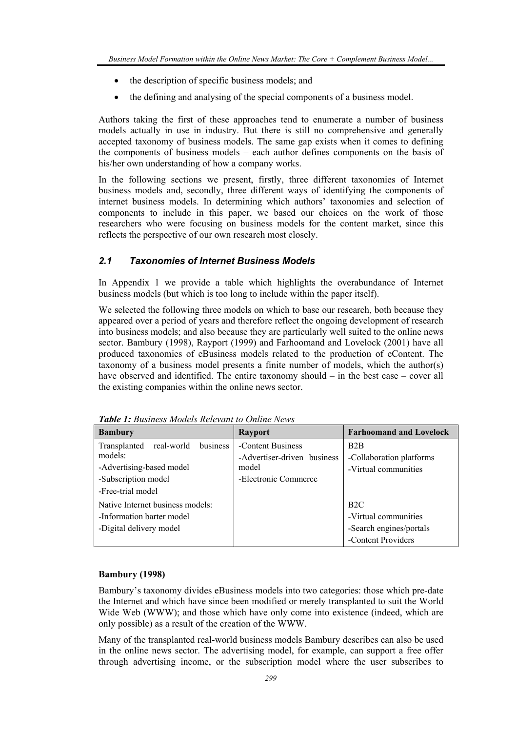- the description of specific business models; and
- the defining and analysing of the special components of a business model.

Authors taking the first of these approaches tend to enumerate a number of business models actually in use in industry. But there is still no comprehensive and generally accepted taxonomy of business models. The same gap exists when it comes to defining the components of business models – each author defines components on the basis of his/her own understanding of how a company works.

In the following sections we present, firstly, three different taxonomies of Internet business models and, secondly, three different ways of identifying the components of internet business models. In determining which authors' taxonomies and selection of components to include in this paper, we based our choices on the work of those researchers who were focusing on business models for the content market, since this reflects the perspective of our own research most closely.

### *2.1 Taxonomies of Internet Business Models*

In Appendix 1 we provide a table which highlights the overabundance of Internet business models (but which is too long to include within the paper itself).

We selected the following three models on which to base our research, both because they appeared over a period of years and therefore reflect the ongoing development of research into business models; and also because they are particularly well suited to the online news sector. Bambury (1998), Rayport (1999) and Farhoomand and Lovelock (2001) have all produced taxonomies of eBusiness models related to the production of eContent. The taxonomy of a business model presents a finite number of models, which the author(s) have observed and identified. The entire taxonomy should – in the best case – cover all the existing companies within the online news sector.

***Table 1:*** *Business Models Relevant to Online News*

| Bambury | Rayport | Farhoomand and Lovelock |
|---|---|---|
| Transplanted real-world business models:<br>-Advertising-based model<br>-Subscription model<br>-Free-trial model | -Content Business<br>-Advertiser-driven business model<br>-Electronic Commerce | B2B<br>-Collaboration platforms<br>-Virtual communities |
| Native Internet business models:<br>-Information barter model<br>-Digital delivery model | | B2C<br>-Virtual communities<br>-Search engines/portals<br>-Content Providers |

**Bambury (1998)**

Bambury's taxonomy divides eBusiness models into two categories: those which pre-date the Internet and which have since been modified or merely transplanted to suit the World Wide Web (WWW); and those which have only come into existence (indeed, which are only possible) as a result of the creation of the WWW.

Many of the transplanted real-world business models Bambury describes can also be used in the online news sector. The advertising model, for example, can support a free offer through advertising income, or the subscription model where the user subscribes to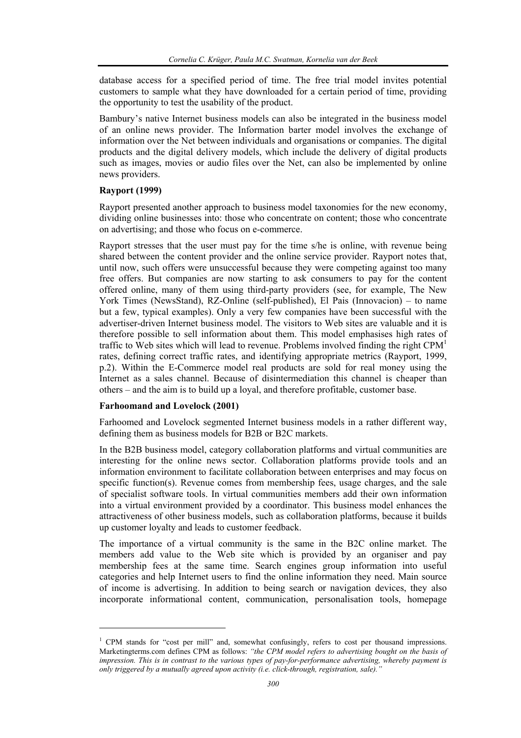database access for a specified period of time. The free trial model invites potential customers to sample what they have downloaded for a certain period of time, providing the opportunity to test the usability of the product.

Bambury's native Internet business models can also be integrated in the business model of an online news provider. The Information barter model involves the exchange of information over the Net between individuals and organisations or companies. The digital products and the digital delivery models, which include the delivery of digital products such as images, movies or audio files over the Net, can also be implemented by online news providers.

**Rayport (1999)**

Rayport presented another approach to business model taxonomies for the new economy, dividing online businesses into: those who concentrate on content; those who concentrate on advertising; and those who focus on e-commerce.

Rayport stresses that the user must pay for the time s/he is online, with revenue being shared between the content provider and the online service provider. Rayport notes that, until now, such offers were unsuccessful because they were competing against too many free offers. But companies are now starting to ask consumers to pay for the content offered online, many of them using third-party providers (see, for example, The New York Times (NewsStand), RZ-Online (self-published), El Pais (Innovacion) – to name but a few, typical examples). Only a very few companies have been successful with the advertiser-driven Internet business model. The visitors to Web sites are valuable and it is therefore possible to sell information about them. This model emphasises high rates of traffic to Web sites which will lead to revenue. Problems involved finding the right CPM[1] rates, defining correct traffic rates, and identifying appropriate metrics (Rayport, 1999, p.2). Within the E-Commerce model real products are sold for real money using the Internet as a sales channel. Because of disintermediation this channel is cheaper than others – and the aim is to build up a loyal, and therefore profitable, customer base.

**Farhoomand and Lovelock (2001)**

Farhoomed and Lovelock segmented Internet business models in a rather different way, defining them as business models for B2B or B2C markets.

In the B2B business model, category collaboration platforms and virtual communities are interesting for the online news sector. Collaboration platforms provide tools and an information environment to facilitate collaboration between enterprises and may focus on specific function(s). Revenue comes from membership fees, usage charges, and the sale of specialist software tools. In virtual communities members add their own information into a virtual environment provided by a coordinator. This business model enhances the attractiveness of other business models, such as collaboration platforms, because it builds up customer loyalty and leads to customer feedback.

The importance of a virtual community is the same in the B2C online market. The members add value to the Web site which is provided by an organiser and pay membership fees at the same time. Search engines group information into useful categories and help Internet users to find the online information they need. Main source of income is advertising. In addition to being search or navigation devices, they also incorporate informational content, communication, personalisation tools, homepage

[1] CPM stands for "cost per mill" and, somewhat confusingly, refers to cost per thousand impressions. Marketingterms.com defines CPM as follows: *"the CPM model refers to advertising bought on the basis of impression. This is in contrast to the various types of pay-for-performance advertising, whereby payment is only triggered by a mutually agreed upon activity (i.e. click-through, registration, sale)."*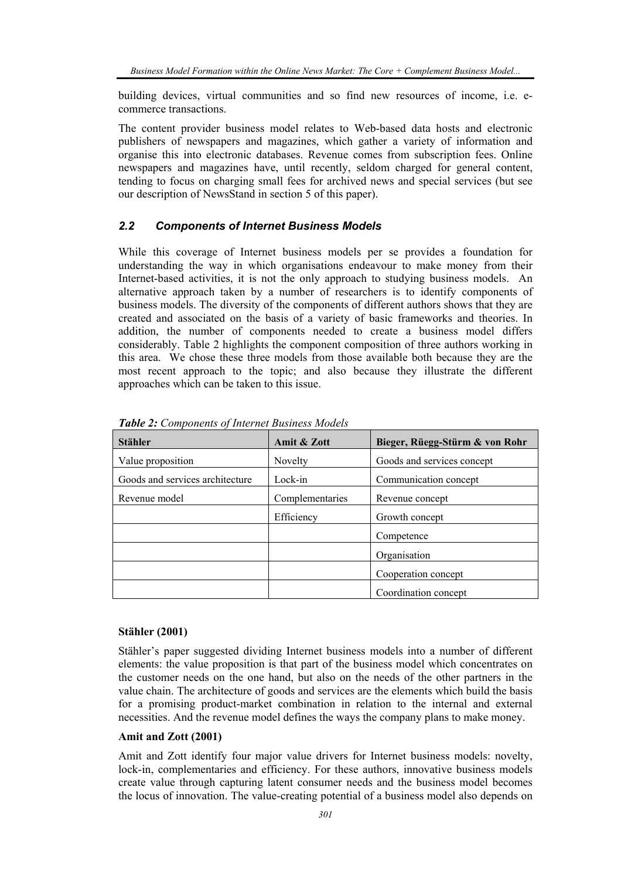building devices, virtual communities and so find new resources of income, i.e. e-commerce transactions.

The content provider business model relates to Web-based data hosts and electronic publishers of newspapers and magazines, which gather a variety of information and organise this into electronic databases. Revenue comes from subscription fees. Online newspapers and magazines have, until recently, seldom charged for general content, tending to focus on charging small fees for archived news and special services (but see our description of NewsStand in section 5 of this paper).

### *2.2 Components of Internet Business Models*

While this coverage of Internet business models per se provides a foundation for understanding the way in which organisations endeavour to make money from their Internet-based activities, it is not the only approach to studying business models. An alternative approach taken by a number of researchers is to identify components of business models. The diversity of the components of different authors shows that they are created and associated on the basis of a variety of basic frameworks and theories. In addition, the number of components needed to create a business model differs considerably. Table 2 highlights the component composition of three authors working in this area. We chose these three models from those available both because they are the most recent approach to the topic; and also because they illustrate the different approaches which can be taken to this issue.

***Table 2:*** *Components of Internet Business Models*

| Stähler | Amit & Zott | Bieger, Rüegg-Stürm & von Rohr |
|---|---|---|
| Value proposition | Novelty | Goods and services concept |
| Goods and services architecture | Lock-in | Communication concept |
| Revenue model | Complementaries | Revenue concept |
| | Efficiency | Growth concept |
| | | Competence |
| | | Organisation |
| | | Cooperation concept |
| | | Coordination concept |

**Stähler (2001)**

Stähler's paper suggested dividing Internet business models into a number of different elements: the value proposition is that part of the business model which concentrates on the customer needs on the one hand, but also on the needs of the other partners in the value chain. The architecture of goods and services are the elements which build the basis for a promising product-market combination in relation to the internal and external necessities. And the revenue model defines the ways the company plans to make money.

**Amit and Zott (2001)**

Amit and Zott identify four major value drivers for Internet business models: novelty, lock-in, complementaries and efficiency. For these authors, innovative business models create value through capturing latent consumer needs and the business model becomes the locus of innovation. The value-creating potential of a business model also depends on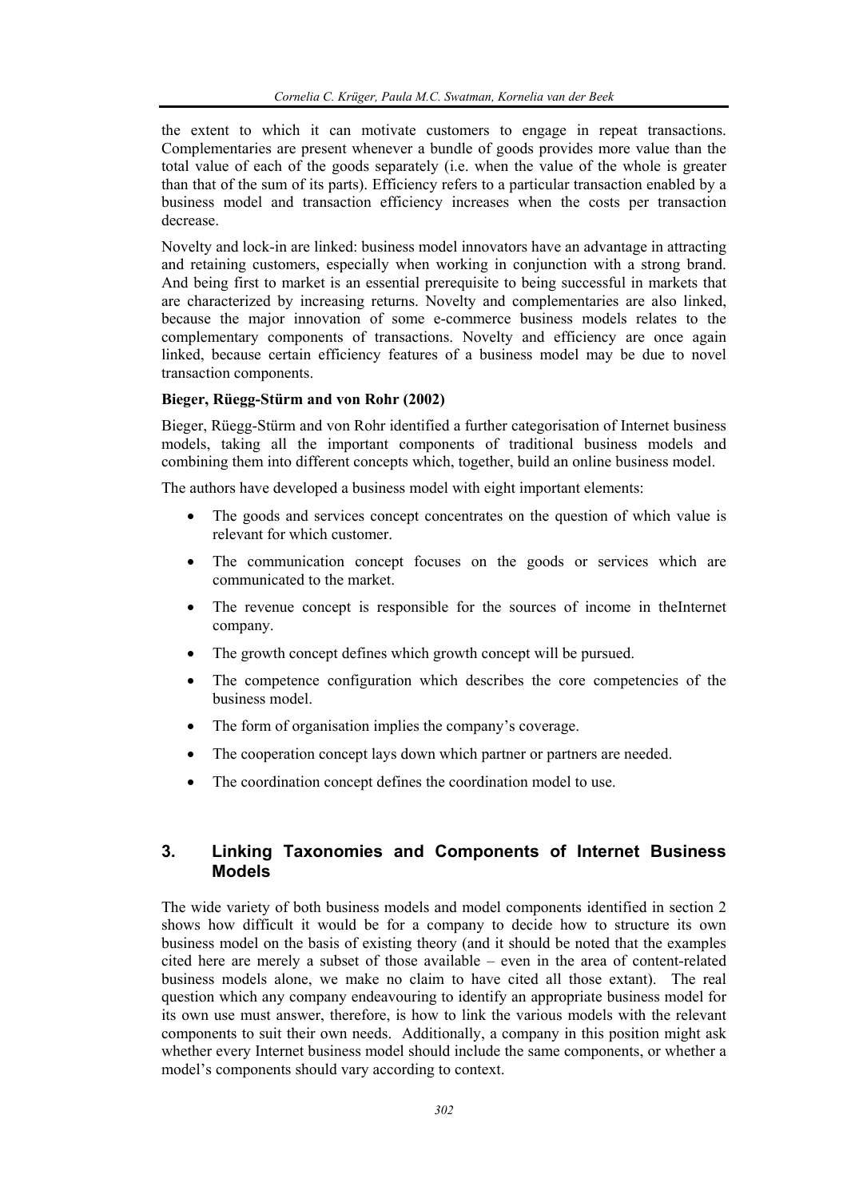the extent to which it can motivate customers to engage in repeat transactions. Complementaries are present whenever a bundle of goods provides more value than the total value of each of the goods separately (i.e. when the value of the whole is greater than that of the sum of its parts). Efficiency refers to a particular transaction enabled by a business model and transaction efficiency increases when the costs per transaction decrease.

Novelty and lock-in are linked: business model innovators have an advantage in attracting and retaining customers, especially when working in conjunction with a strong brand. And being first to market is an essential prerequisite to being successful in markets that are characterized by increasing returns. Novelty and complementaries are also linked, because the major innovation of some e-commerce business models relates to the complementary components of transactions. Novelty and efficiency are once again linked, because certain efficiency features of a business model may be due to novel transaction components.

**Bieger, Rüegg-Stürm and von Rohr (2002)**

Bieger, Rüegg-Stürm and von Rohr identified a further categorisation of Internet business models, taking all the important components of traditional business models and combining them into different concepts which, together, build an online business model.

The authors have developed a business model with eight important elements:

- The goods and services concept concentrates on the question of which value is relevant for which customer.
- The communication concept focuses on the goods or services which are communicated to the market.
- The revenue concept is responsible for the sources of income in theInternet company.
- The growth concept defines which growth concept will be pursued.
- The competence configuration which describes the core competencies of the business model.
- The form of organisation implies the company's coverage.
- The cooperation concept lays down which partner or partners are needed.
- The coordination concept defines the coordination model to use.

## 3. Linking Taxonomies and Components of Internet Business Models

The wide variety of both business models and model components identified in section 2 shows how difficult it would be for a company to decide how to structure its own business model on the basis of existing theory (and it should be noted that the examples cited here are merely a subset of those available – even in the area of content-related business models alone, we make no claim to have cited all those extant). The real question which any company endeavouring to identify an appropriate business model for its own use must answer, therefore, is how to link the various models with the relevant components to suit their own needs. Additionally, a company in this position might ask whether every Internet business model should include the same components, or whether a model's components should vary according to context.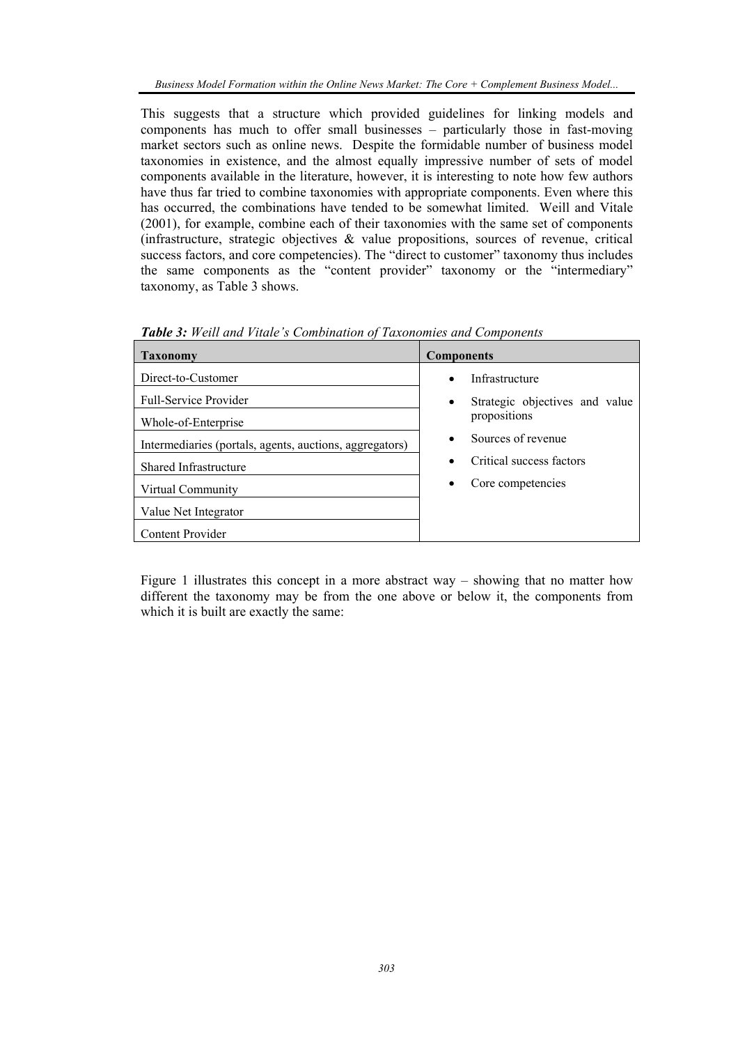This suggests that a structure which provided guidelines for linking models and components has much to offer small businesses – particularly those in fast-moving market sectors such as online news. Despite the formidable number of business model taxonomies in existence, and the almost equally impressive number of sets of model components available in the literature, however, it is interesting to note how few authors have thus far tried to combine taxonomies with appropriate components. Even where this has occurred, the combinations have tended to be somewhat limited. Weill and Vitale (2001), for example, combine each of their taxonomies with the same set of components (infrastructure, strategic objectives & value propositions, sources of revenue, critical success factors, and core competencies). The "direct to customer" taxonomy thus includes the same components as the "content provider" taxonomy or the "intermediary" taxonomy, as Table 3 shows.

***Table 3:*** *Weill and Vitale's Combination of Taxonomies and Components*

| Taxonomy | Components |
| --- | --- |
| Direct-to-Customer | • Infrastructure<br>• Strategic objectives and value propositions<br>• Sources of revenue<br>• Critical success factors<br>• Core competencies |
| Full-Service Provider | |
| Whole-of-Enterprise | |
| Intermediaries (portals, agents, auctions, aggregators) | |
| Shared Infrastructure | |
| Virtual Community | |
| Value Net Integrator | |
| Content Provider | |

Figure 1 illustrates this concept in a more abstract way – showing that no matter how different the taxonomy may be from the one above or below it, the components from which it is built are exactly the same: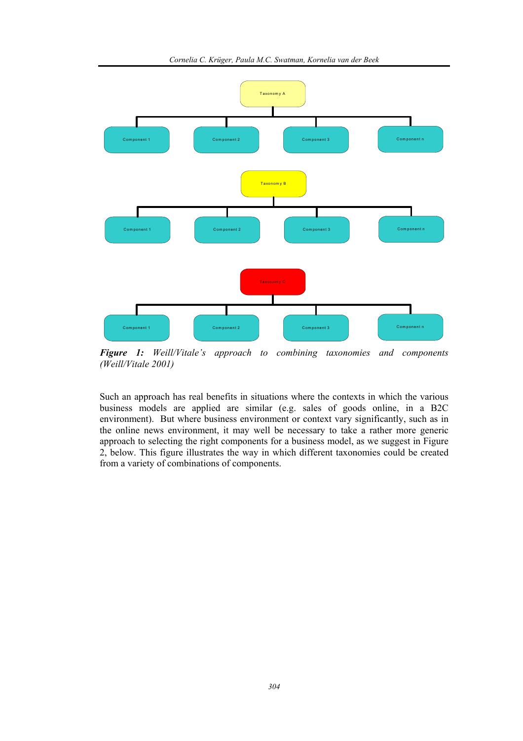Taxonomy A

Component 1 | Component 2 | Component 3 | Component n

Taxonomy B

Component 1 | Component 2 | Component 3 | Component n

Taxonomy C

Component 1 | Component 2 | Component 3 | Component n

***Figure 1:*** *Weill/Vitale's approach to combining taxonomies and components (Weill/Vitale 2001)*

Such an approach has real benefits in situations where the contexts in which the various business models are applied are similar (e.g. sales of goods online, in a B2C environment). But where business environment or context vary significantly, such as in the online news environment, it may well be necessary to take a rather more generic approach to selecting the right components for a business model, as we suggest in Figure 2, below. This figure illustrates the way in which different taxonomies could be created from a variety of combinations of components.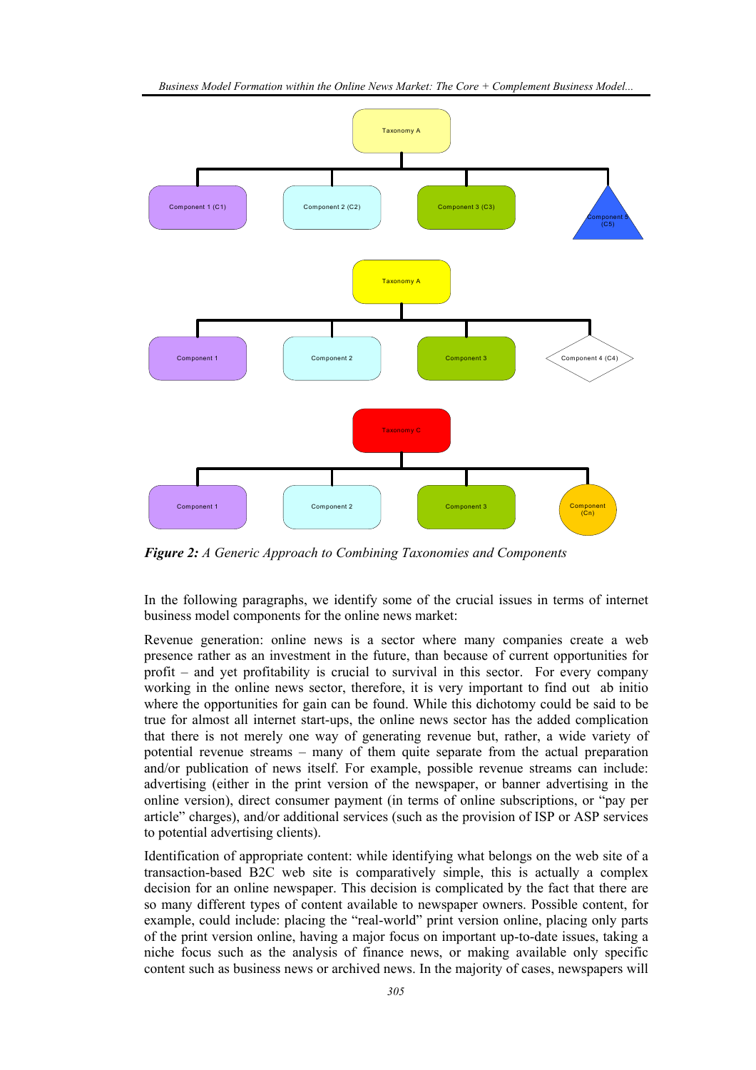*Figure 2: A Generic Approach to Combining Taxonomies and Components*

In the following paragraphs, we identify some of the crucial issues in terms of internet business model components for the online news market:

Revenue generation: online news is a sector where many companies create a web presence rather as an investment in the future, than because of current opportunities for profit – and yet profitability is crucial to survival in this sector. For every company working in the online news sector, therefore, it is very important to find out ab initio where the opportunities for gain can be found. While this dichotomy could be said to be true for almost all internet start-ups, the online news sector has the added complication that there is not merely one way of generating revenue but, rather, a wide variety of potential revenue streams – many of them quite separate from the actual preparation and/or publication of news itself. For example, possible revenue streams can include: advertising (either in the print version of the newspaper, or banner advertising in the online version), direct consumer payment (in terms of online subscriptions, or "pay per article" charges), and/or additional services (such as the provision of ISP or ASP services to potential advertising clients).

Identification of appropriate content: while identifying what belongs on the web site of a transaction-based B2C web site is comparatively simple, this is actually a complex decision for an online newspaper. This decision is complicated by the fact that there are so many different types of content available to newspaper owners. Possible content, for example, could include: placing the "real-world" print version online, placing only parts of the print version online, having a major focus on important up-to-date issues, taking a niche focus such as the analysis of finance news, or making available only specific content such as business news or archived news. In the majority of cases, newspapers will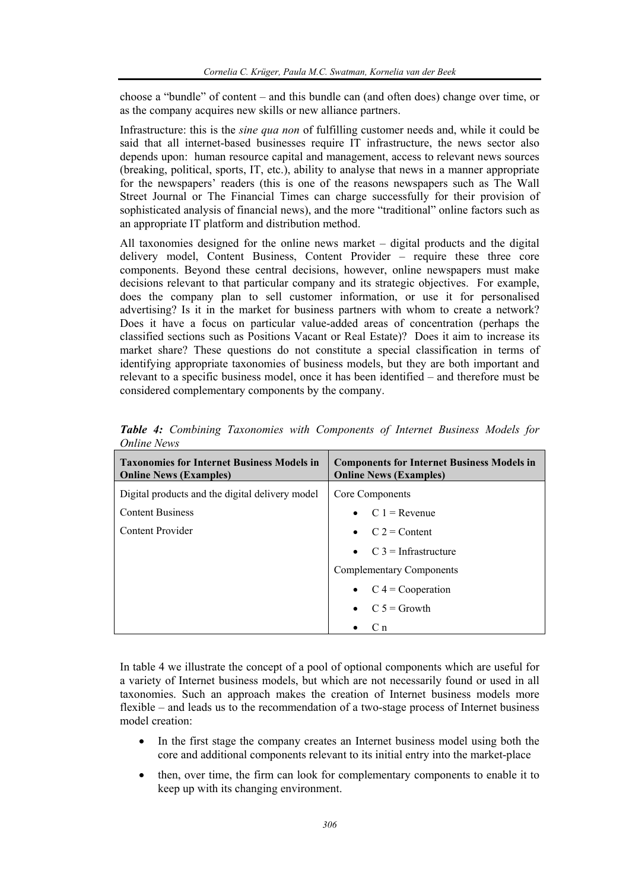choose a "bundle" of content – and this bundle can (and often does) change over time, or as the company acquires new skills or new alliance partners.

Infrastructure: this is the *sine qua non* of fulfilling customer needs and, while it could be said that all internet-based businesses require IT infrastructure, the news sector also depends upon: human resource capital and management, access to relevant news sources (breaking, political, sports, IT, etc.), ability to analyse that news in a manner appropriate for the newspapers' readers (this is one of the reasons newspapers such as The Wall Street Journal or The Financial Times can charge successfully for their provision of sophisticated analysis of financial news), and the more "traditional" online factors such as an appropriate IT platform and distribution method.

All taxonomies designed for the online news market – digital products and the digital delivery model, Content Business, Content Provider – require these three core components. Beyond these central decisions, however, online newspapers must make decisions relevant to that particular company and its strategic objectives. For example, does the company plan to sell customer information, or use it for personalised advertising? Is it in the market for business partners with whom to create a network? Does it have a focus on particular value-added areas of concentration (perhaps the classified sections such as Positions Vacant or Real Estate)? Does it aim to increase its market share? These questions do not constitute a special classification in terms of identifying appropriate taxonomies of business models, but they are both important and relevant to a specific business model, once it has been identified – and therefore must be considered complementary components by the company.

***Table 4:*** *Combining Taxonomies with Components of Internet Business Models for Online News*

| **Taxonomies for Internet Business Models in Online News (Examples)** | **Components for Internet Business Models in Online News (Examples)** |
|---|---|
| Digital products and the digital delivery model | Core Components |
| Content Business | • C 1 = Revenue |
| Content Provider | • C 2 = Content |
| | • C 3 = Infrastructure |
| | Complementary Components |
| | • C 4 = Cooperation |
| | • C 5 = Growth |
| | • C n |

In table 4 we illustrate the concept of a pool of optional components which are useful for a variety of Internet business models, but which are not necessarily found or used in all taxonomies. Such an approach makes the creation of Internet business models more flexible – and leads us to the recommendation of a two-stage process of Internet business model creation:

- In the first stage the company creates an Internet business model using both the core and additional components relevant to its initial entry into the market-place
- then, over time, the firm can look for complementary components to enable it to keep up with its changing environment.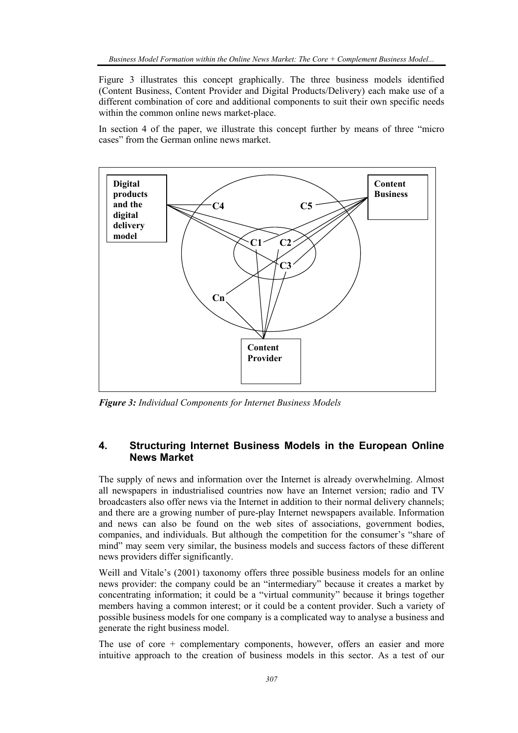Figure 3 illustrates this concept graphically. The three business models identified (Content Business, Content Provider and Digital Products/Delivery) each make use of a different combination of core and additional components to suit their own specific needs within the common online news market-place.

In section 4 of the paper, we illustrate this concept further by means of three "micro cases" from the German online news market.

***Figure 3:*** *Individual Components for Internet Business Models*

## 4. Structuring Internet Business Models in the European Online News Market

The supply of news and information over the Internet is already overwhelming. Almost all newspapers in industrialised countries now have an Internet version; radio and TV broadcasters also offer news via the Internet in addition to their normal delivery channels; and there are a growing number of pure-play Internet newspapers available. Information and news can also be found on the web sites of associations, government bodies, companies, and individuals. But although the competition for the consumer's "share of mind" may seem very similar, the business models and success factors of these different news providers differ significantly.

Weill and Vitale's (2001) taxonomy offers three possible business models for an online news provider: the company could be an "intermediary" because it creates a market by concentrating information; it could be a "virtual community" because it brings together members having a common interest; or it could be a content provider. Such a variety of possible business models for one company is a complicated way to analyse a business and generate the right business model.

The use of core + complementary components, however, offers an easier and more intuitive approach to the creation of business models in this sector. As a test of our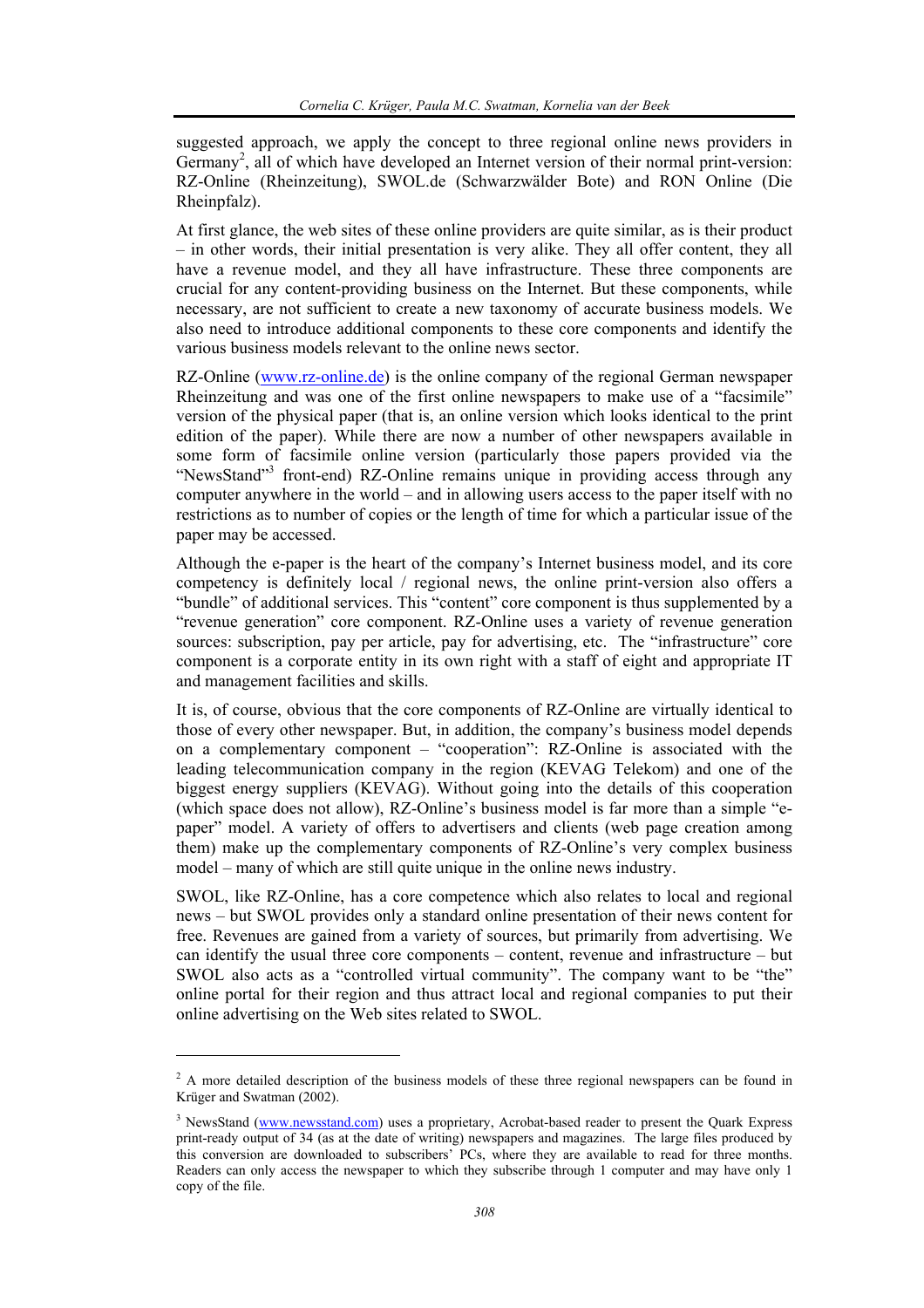suggested approach, we apply the concept to three regional online news providers in Germany[2], all of which have developed an Internet version of their normal print-version: RZ-Online (Rheinzeitung), SWOL.de (Schwarzwälder Bote) and RON Online (Die Rheinpfalz).

At first glance, the web sites of these online providers are quite similar, as is their product – in other words, their initial presentation is very alike. They all offer content, they all have a revenue model, and they all have infrastructure. These three components are crucial for any content-providing business on the Internet. But these components, while necessary, are not sufficient to create a new taxonomy of accurate business models. We also need to introduce additional components to these core components and identify the various business models relevant to the online news sector.

RZ-Online (www.rz-online.de) is the online company of the regional German newspaper Rheinzeitung and was one of the first online newspapers to make use of a "facsimile" version of the physical paper (that is, an online version which looks identical to the print edition of the paper). While there are now a number of other newspapers available in some form of facsimile online version (particularly those papers provided via the "NewsStand"[3] front-end) RZ-Online remains unique in providing access through any computer anywhere in the world – and in allowing users access to the paper itself with no restrictions as to number of copies or the length of time for which a particular issue of the paper may be accessed.

Although the e-paper is the heart of the company's Internet business model, and its core competency is definitely local / regional news, the online print-version also offers a "bundle" of additional services. This "content" core component is thus supplemented by a "revenue generation" core component. RZ-Online uses a variety of revenue generation sources: subscription, pay per article, pay for advertising, etc. The "infrastructure" core component is a corporate entity in its own right with a staff of eight and appropriate IT and management facilities and skills.

It is, of course, obvious that the core components of RZ-Online are virtually identical to those of every other newspaper. But, in addition, the company's business model depends on a complementary component – "cooperation": RZ-Online is associated with the leading telecommunication company in the region (KEVAG Telekom) and one of the biggest energy suppliers (KEVAG). Without going into the details of this cooperation (which space does not allow), RZ-Online's business model is far more than a simple "e-paper" model. A variety of offers to advertisers and clients (web page creation among them) make up the complementary components of RZ-Online's very complex business model – many of which are still quite unique in the online news industry.

SWOL, like RZ-Online, has a core competence which also relates to local and regional news – but SWOL provides only a standard online presentation of their news content for free. Revenues are gained from a variety of sources, but primarily from advertising. We can identify the usual three core components – content, revenue and infrastructure – but SWOL also acts as a "controlled virtual community". The company want to be "the" online portal for their region and thus attract local and regional companies to put their online advertising on the Web sites related to SWOL.

---

[2] A more detailed description of the business models of these three regional newspapers can be found in Krüger and Swatman (2002).

[3] NewsStand (www.newsstand.com) uses a proprietary, Acrobat-based reader to present the Quark Express print-ready output of 34 (as at the date of writing) newspapers and magazines. The large files produced by this conversion are downloaded to subscribers' PCs, where they are available to read for three months. Readers can only access the newspaper to which they subscribe through 1 computer and may have only 1 copy of the file.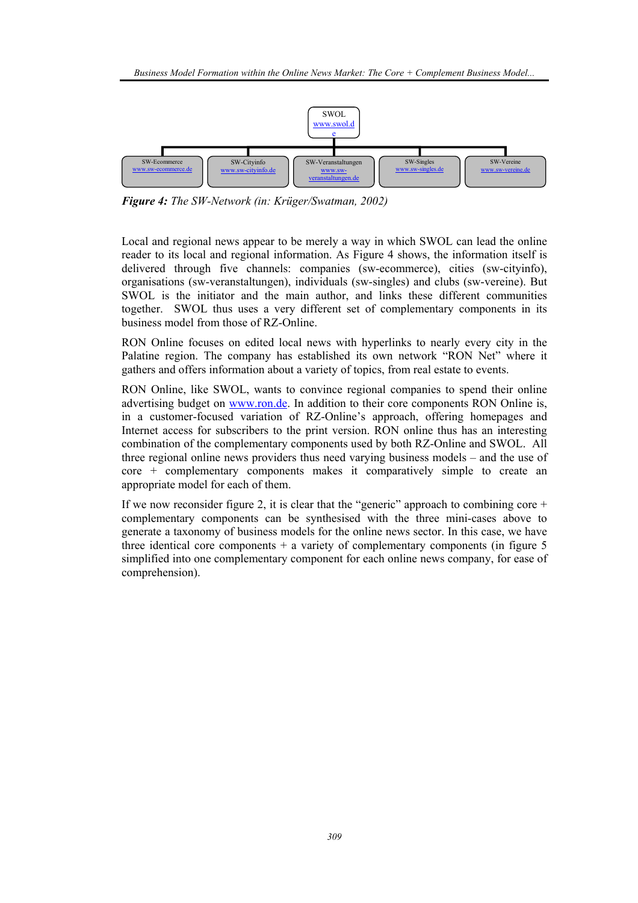SWOL
www.swol.de

| SW-Ecommerce | SW-Cityinfo | SW-Veranstaltungen | SW-Singles | SW-Vereine |
| --- | --- | --- | --- | --- |
| www.sw-ecommerce.de | www.sw-cityinfo.de | www.sw-veranstaltungen.de | www.sw-singles.de | www.sw-vereine.de |

***Figure 4:*** *The SW-Network (in: Krüger/Swatman, 2002)*

Local and regional news appear to be merely a way in which SWOL can lead the online reader to its local and regional information. As Figure 4 shows, the information itself is delivered through five channels: companies (sw-ecommerce), cities (sw-cityinfo), organisations (sw-veranstaltungen), individuals (sw-singles) and clubs (sw-vereine). But SWOL is the initiator and the main author, and links these different communities together. SWOL thus uses a very different set of complementary components in its business model from those of RZ-Online.

RON Online focuses on edited local news with hyperlinks to nearly every city in the Palatine region. The company has established its own network "RON Net" where it gathers and offers information about a variety of topics, from real estate to events.

RON Online, like SWOL, wants to convince regional companies to spend their online advertising budget on www.ron.de. In addition to their core components RON Online is, in a customer-focused variation of RZ-Online's approach, offering homepages and Internet access for subscribers to the print version. RON online thus has an interesting combination of the complementary components used by both RZ-Online and SWOL. All three regional online news providers thus need varying business models – and the use of core + complementary components makes it comparatively simple to create an appropriate model for each of them.

If we now reconsider figure 2, it is clear that the "generic" approach to combining core + complementary components can be synthesised with the three mini-cases above to generate a taxonomy of business models for the online news sector. In this case, we have three identical core components + a variety of complementary components (in figure 5 simplified into one complementary component for each online news company, for ease of comprehension).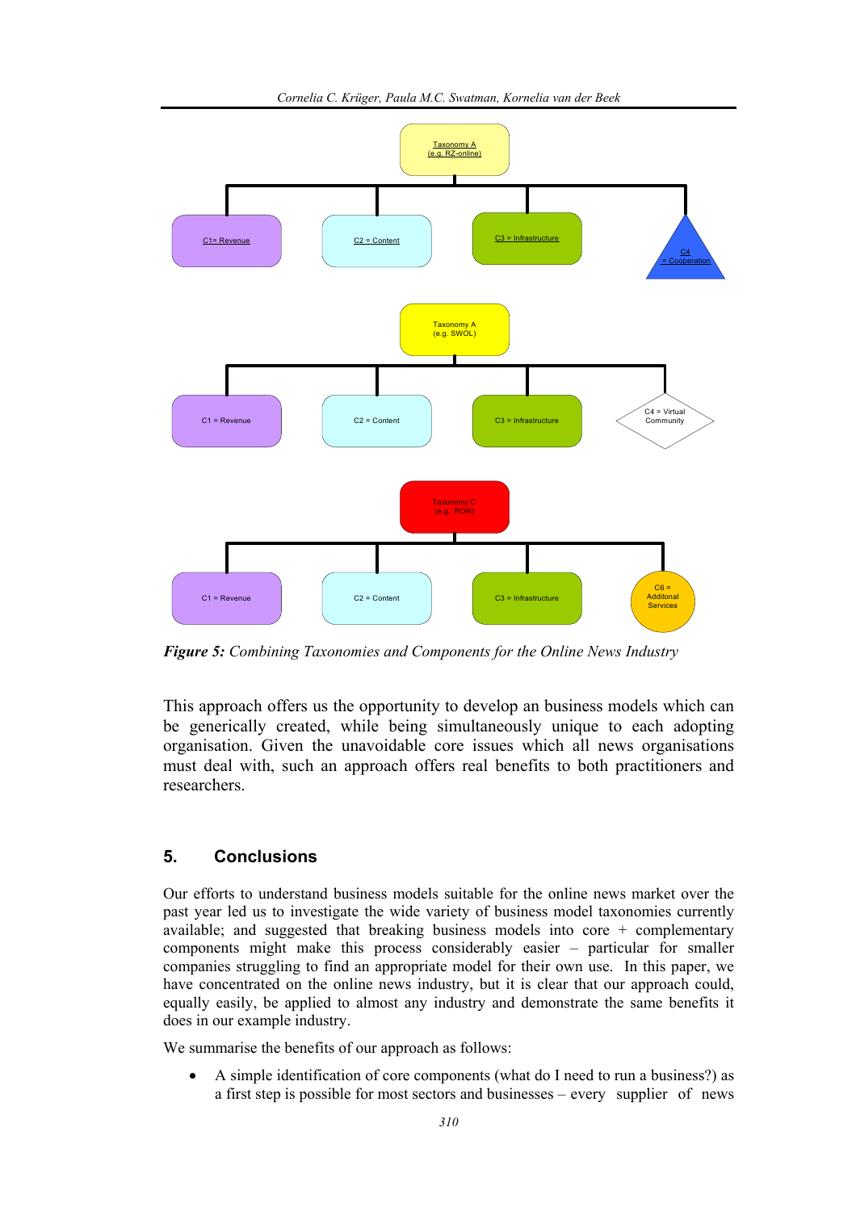Taxonomy A
(e.g. RZ-online)

C1= Revenue

C2 = Content

C3 = Infrastructure

C4
= Cooperation

Taxonomy A
(e.g. SWOL)

C1 = Revenue

C2 = Content

C3 = Infrastructure

C4 = Virtual Community

Taxonomy C
(e.g. RON)

C1 = Revenue

C2 = Content

C3 = Infrastructure

C6 = Additonal Services

***Figure 5:*** *Combining Taxonomies and Components for the Online News Industry*

This approach offers us the opportunity to develop an business models which can be generically created, while being simultaneously unique to each adopting organisation. Given the unavoidable core issues which all news organisations must deal with, such an approach offers real benefits to both practitioners and researchers.

## 5. Conclusions

Our efforts to understand business models suitable for the online news market over the past year led us to investigate the wide variety of business model taxonomies currently available; and suggested that breaking business models into core + complementary components might make this process considerably easier – particular for smaller companies struggling to find an appropriate model for their own use. In this paper, we have concentrated on the online news industry, but it is clear that our approach could, equally easily, be applied to almost any industry and demonstrate the same benefits it does in our example industry.

We summarise the benefits of our approach as follows:

- A simple identification of core components (what do I need to run a business?) as a first step is possible for most sectors and businesses – every supplier of news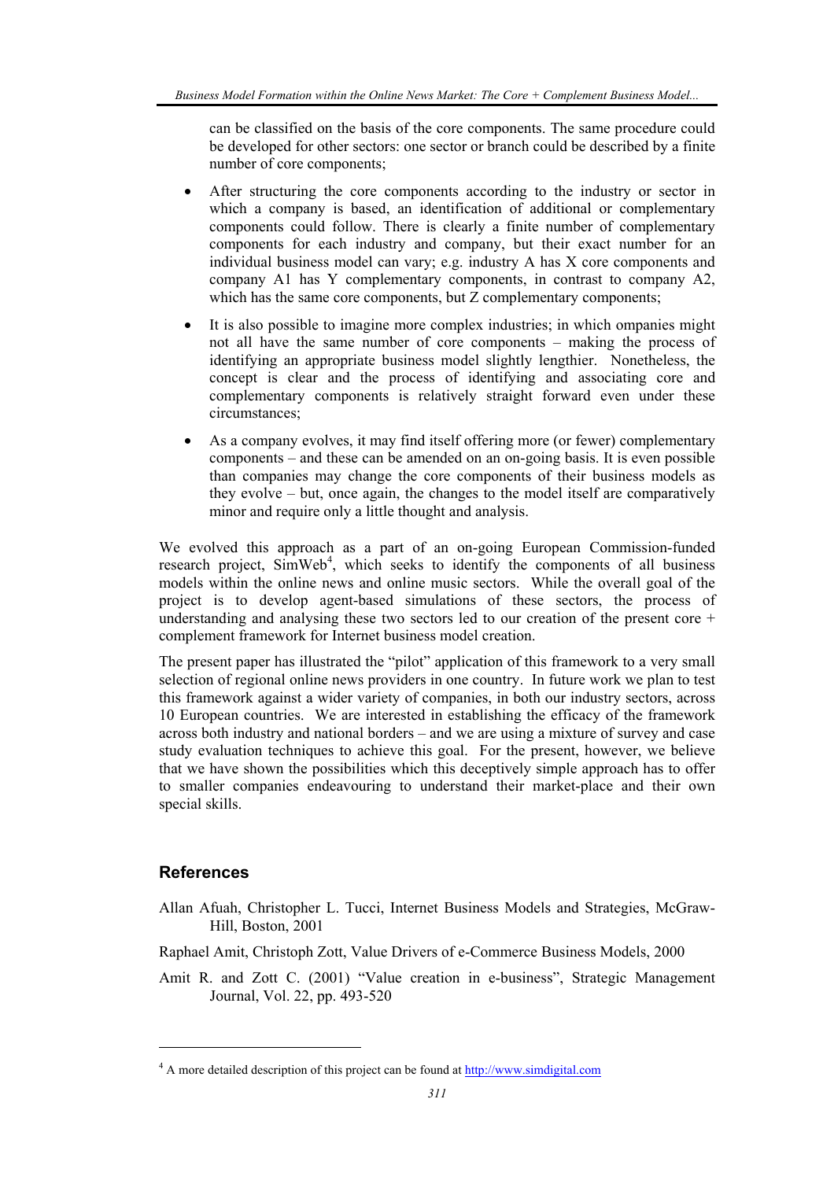can be classified on the basis of the core components. The same procedure could be developed for other sectors: one sector or branch could be described by a finite number of core components;

- After structuring the core components according to the industry or sector in which a company is based, an identification of additional or complementary components could follow. There is clearly a finite number of complementary components for each industry and company, but their exact number for an individual business model can vary; e.g. industry A has X core components and company A1 has Y complementary components, in contrast to company A2, which has the same core components, but Z complementary components;
- It is also possible to imagine more complex industries; in which ompanies might not all have the same number of core components – making the process of identifying an appropriate business model slightly lengthier. Nonetheless, the concept is clear and the process of identifying and associating core and complementary components is relatively straight forward even under these circumstances;
- As a company evolves, it may find itself offering more (or fewer) complementary components – and these can be amended on an on-going basis. It is even possible than companies may change the core components of their business models as they evolve – but, once again, the changes to the model itself are comparatively minor and require only a little thought and analysis.

We evolved this approach as a part of an on-going European Commission-funded research project, SimWeb[4], which seeks to identify the components of all business models within the online news and online music sectors. While the overall goal of the project is to develop agent-based simulations of these sectors, the process of understanding and analysing these two sectors led to our creation of the present core + complement framework for Internet business model creation.

The present paper has illustrated the "pilot" application of this framework to a very small selection of regional online news providers in one country. In future work we plan to test this framework against a wider variety of companies, in both our industry sectors, across 10 European countries. We are interested in establishing the efficacy of the framework across both industry and national borders – and we are using a mixture of survey and case study evaluation techniques to achieve this goal. For the present, however, we believe that we have shown the possibilities which this deceptively simple approach has to offer to smaller companies endeavouring to understand their market-place and their own special skills.

## References

Allan Afuah, Christopher L. Tucci, Internet Business Models and Strategies, McGraw-Hill, Boston, 2001

Raphael Amit, Christoph Zott, Value Drivers of e-Commerce Business Models, 2000

Amit R. and Zott C. (2001) "Value creation in e-business", Strategic Management Journal, Vol. 22, pp. 493-520

[4] A more detailed description of this project can be found at http://www.simdigital.com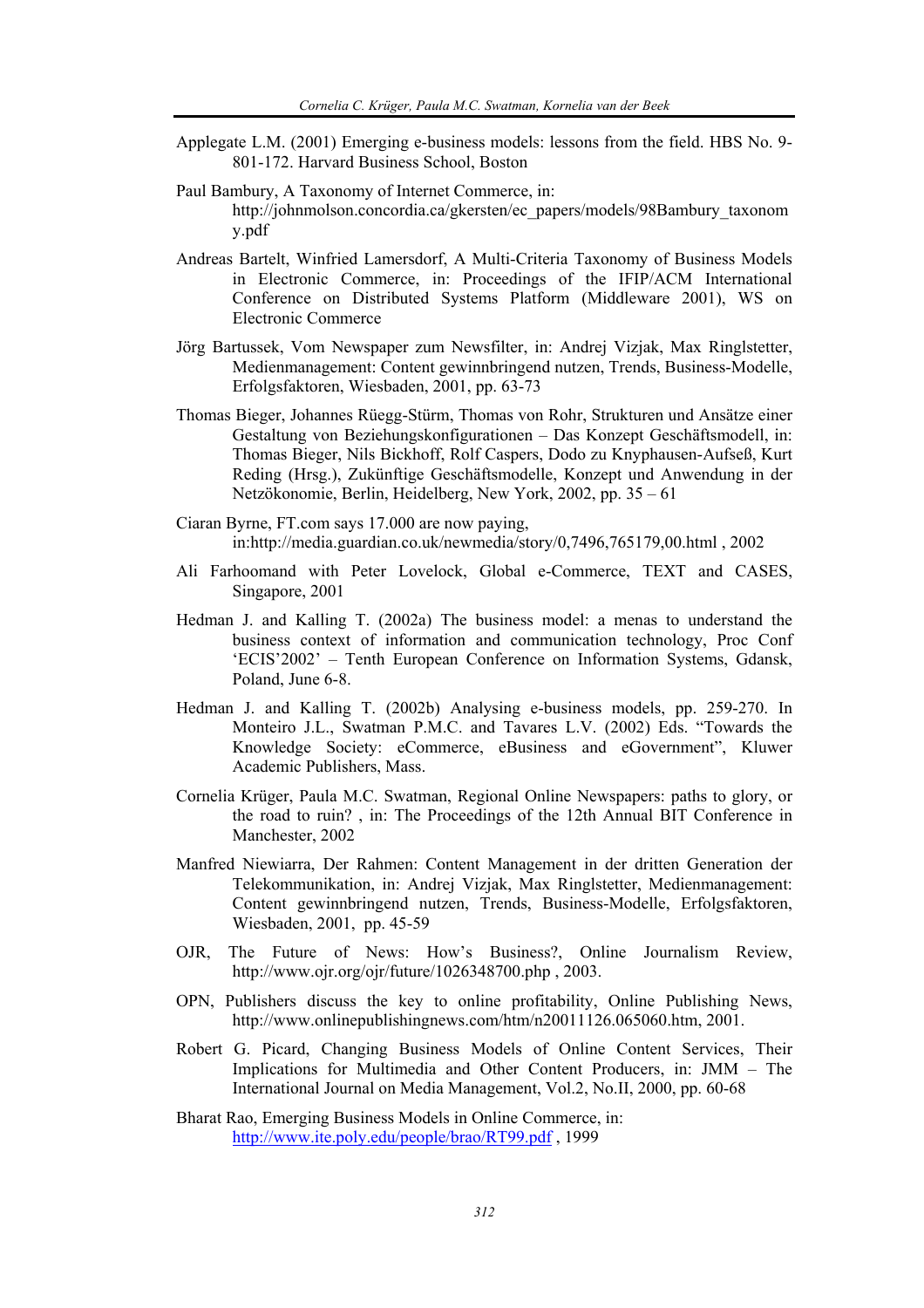Applegate L.M. (2001) Emerging e-business models: lessons from the field. HBS No. 9-801-172. Harvard Business School, Boston

Paul Bambury, A Taxonomy of Internet Commerce, in: http://johnmolson.concordia.ca/gkersten/ec_papers/models/98Bambury_taxonomy.pdf

Andreas Bartelt, Winfried Lamersdorf, A Multi-Criteria Taxonomy of Business Models in Electronic Commerce, in: Proceedings of the IFIP/ACM International Conference on Distributed Systems Platform (Middleware 2001), WS on Electronic Commerce

Jörg Bartussek, Vom Newspaper zum Newsfilter, in: Andrej Vizjak, Max Ringlstetter, Medienmanagement: Content gewinnbringend nutzen, Trends, Business-Modelle, Erfolgsfaktoren, Wiesbaden, 2001, pp. 63-73

Thomas Bieger, Johannes Rüegg-Stürm, Thomas von Rohr, Strukturen und Ansätze einer Gestaltung von Beziehungskonfigurationen – Das Konzept Geschäftsmodell, in: Thomas Bieger, Nils Bickhoff, Rolf Caspers, Dodo zu Knyphausen-Aufseß, Kurt Reding (Hrsg.), Zukünftige Geschäftsmodelle, Konzept und Anwendung in der Netzökonomie, Berlin, Heidelberg, New York, 2002, pp. 35 – 61

Ciaran Byrne, FT.com says 17.000 are now paying, in:http://media.guardian.co.uk/newmedia/story/0,7496,765179,00.html , 2002

Ali Farhoomand with Peter Lovelock, Global e-Commerce, TEXT and CASES, Singapore, 2001

Hedman J. and Kalling T. (2002a) The business model: a menas to understand the business context of information and communication technology, Proc Conf 'ECIS'2002' – Tenth European Conference on Information Systems, Gdansk, Poland, June 6-8.

Hedman J. and Kalling T. (2002b) Analysing e-business models, pp. 259-270. In Monteiro J.L., Swatman P.M.C. and Tavares L.V. (2002) Eds. "Towards the Knowledge Society: eCommerce, eBusiness and eGovernment", Kluwer Academic Publishers, Mass.

Cornelia Krüger, Paula M.C. Swatman, Regional Online Newspapers: paths to glory, or the road to ruin? , in: The Proceedings of the 12th Annual BIT Conference in Manchester, 2002

Manfred Niewiarra, Der Rahmen: Content Management in der dritten Generation der Telekommunikation, in: Andrej Vizjak, Max Ringlstetter, Medienmanagement: Content gewinnbringend nutzen, Trends, Business-Modelle, Erfolgsfaktoren, Wiesbaden, 2001, pp. 45-59

OJR, The Future of News: How's Business?, Online Journalism Review, http://www.ojr.org/ojr/future/1026348700.php , 2003.

OPN, Publishers discuss the key to online profitability, Online Publishing News, http://www.onlinepublishingnews.com/htm/n20011126.065060.htm, 2001.

Robert G. Picard, Changing Business Models of Online Content Services, Their Implications for Multimedia and Other Content Producers, in: JMM – The International Journal on Media Management, Vol.2, No.II, 2000, pp. 60-68

Bharat Rao, Emerging Business Models in Online Commerce, in: http://www.ite.poly.edu/people/brao/RT99.pdf , 1999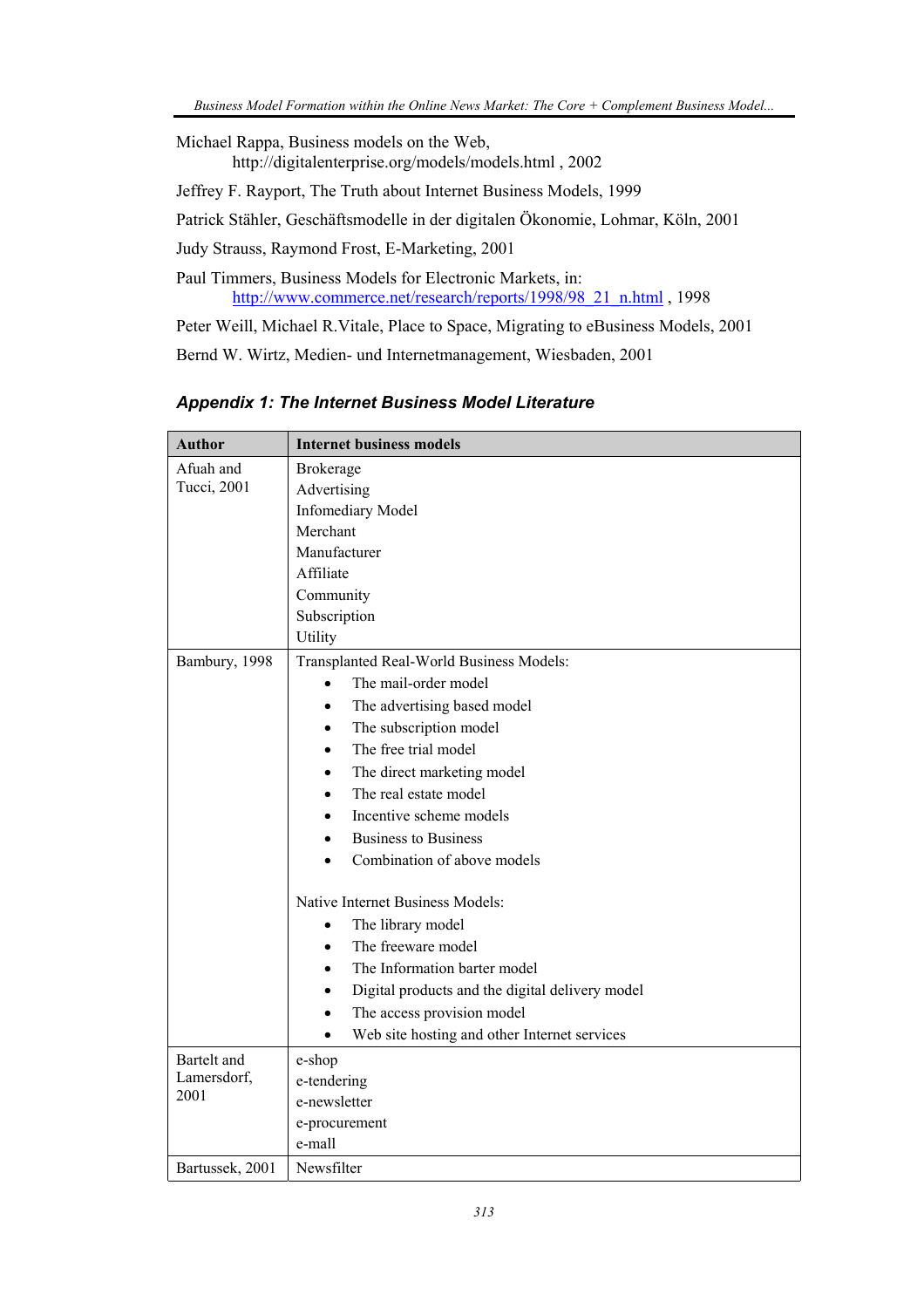Michael Rappa, Business models on the Web, http://digitalenterprise.org/models/models.html , 2002

Jeffrey F. Rayport, The Truth about Internet Business Models, 1999

Patrick Stähler, Geschäftsmodelle in der digitalen Ökonomie, Lohmar, Köln, 2001

Judy Strauss, Raymond Frost, E-Marketing, 2001

Paul Timmers, Business Models for Electronic Markets, in: http://www.commerce.net/research/reports/1998/98_21_n.html , 1998

Peter Weill, Michael R.Vitale, Place to Space, Migrating to eBusiness Models, 2001

Bernd W. Wirtz, Medien- und Internetmanagement, Wiesbaden, 2001

### *Appendix 1: The Internet Business Model Literature*

| Author | Internet business models |
|---|---|
| Afuah and Tucci, 2001 | Brokerage<br>Advertising<br>Infomediary Model<br>Merchant<br>Manufacturer<br>Affiliate<br>Community<br>Subscription<br>Utility |
| Bambury, 1998 | Transplanted Real-World Business Models:<br>• The mail-order model<br>• The advertising based model<br>• The subscription model<br>• The free trial model<br>• The direct marketing model<br>• The real estate model<br>• Incentive scheme models<br>• Business to Business<br>• Combination of above models<br><br>Native Internet Business Models:<br>• The library model<br>• The freeware model<br>• The Information barter model<br>• Digital products and the digital delivery model<br>• The access provision model<br>• Web site hosting and other Internet services |
| Bartelt and Lamersdorf, 2001 | e-shop<br>e-tendering<br>e-newsletter<br>e-procurement<br>e-mall |
| Bartussek, 2001 | Newsfilter |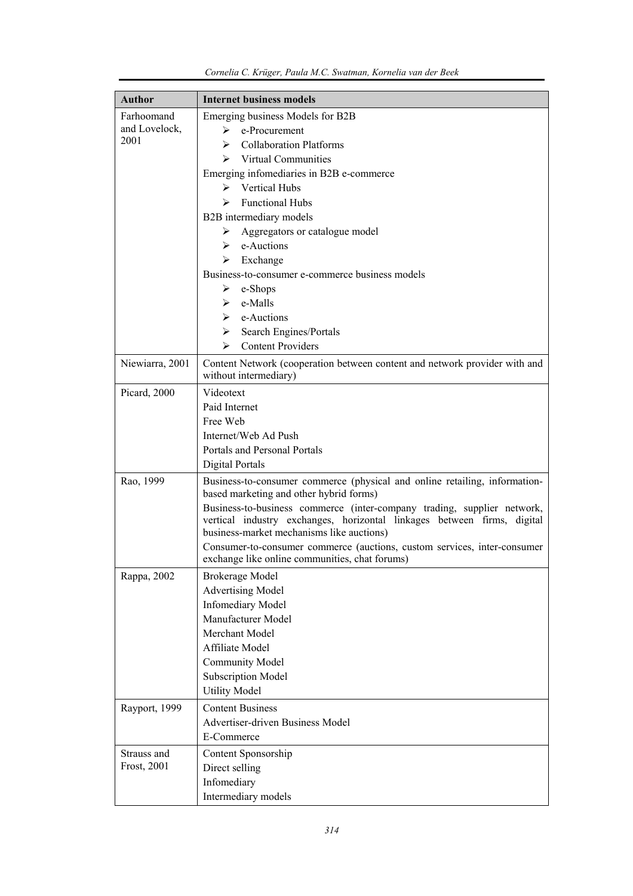| Author | Internet business models |
|---|---|
| Farhoomand and Lovelock, 2001 | Emerging business Models for B2B<br>➢ e-Procurement<br>➢ Collaboration Platforms<br>➢ Virtual Communities<br>Emerging infomediaries in B2B e-commerce<br>➢ Vertical Hubs<br>➢ Functional Hubs<br>B2B intermediary models<br>➢ Aggregators or catalogue model<br>➢ e-Auctions<br>➢ Exchange<br>Business-to-consumer e-commerce business models<br>➢ e-Shops<br>➢ e-Malls<br>➢ e-Auctions<br>➢ Search Engines/Portals<br>➢ Content Providers |
| Niewiarra, 2001 | Content Network (cooperation between content and network provider with and without intermediary) |
| Picard, 2000 | Videotext<br>Paid Internet<br>Free Web<br>Internet/Web Ad Push<br>Portals and Personal Portals<br>Digital Portals |
| Rao, 1999 | Business-to-consumer commerce (physical and online retailing, information-based marketing and other hybrid forms)<br>Business-to-business commerce (inter-company trading, supplier network, vertical industry exchanges, horizontal linkages between firms, digital business-market mechanisms like auctions)<br>Consumer-to-consumer commerce (auctions, custom services, inter-consumer exchange like online communities, chat forums) |
| Rappa, 2002 | Brokerage Model<br>Advertising Model<br>Infomediary Model<br>Manufacturer Model<br>Merchant Model<br>Affiliate Model<br>Community Model<br>Subscription Model<br>Utility Model |
| Rayport, 1999 | Content Business<br>Advertiser-driven Business Model<br>E-Commerce |
| Strauss and Frost, 2001 | Content Sponsorship<br>Direct selling<br>Infomediary<br>Intermediary models |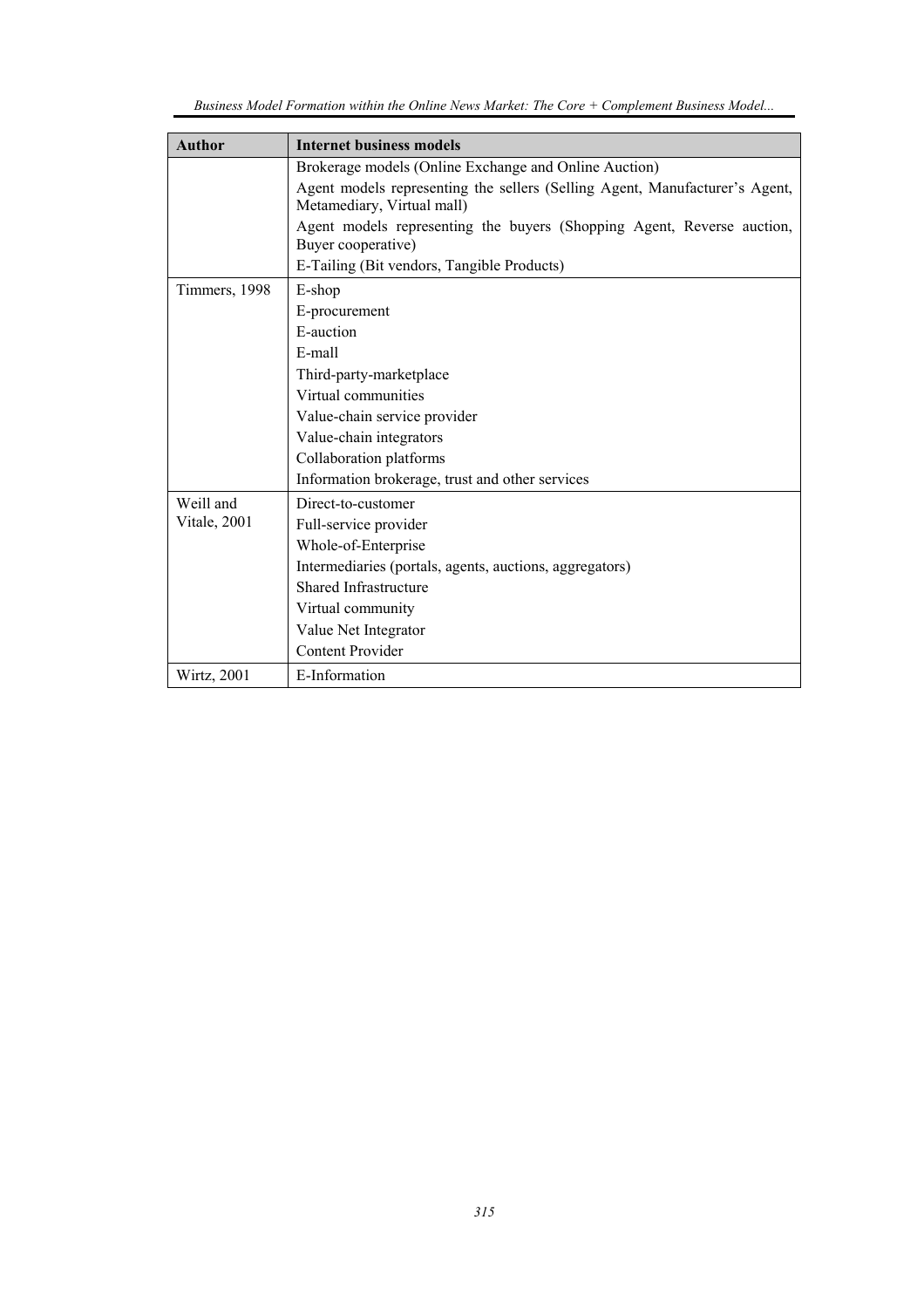| Author | Internet business models |
|---|---|
| | Brokerage models (Online Exchange and Online Auction) |
| | Agent models representing the sellers (Selling Agent, Manufacturer's Agent, Metamediary, Virtual mall) |
| | Agent models representing the buyers (Shopping Agent, Reverse auction, Buyer cooperative) |
| | E-Tailing (Bit vendors, Tangible Products) |
| Timmers, 1998 | E-shop |
| | E-procurement |
| | E-auction |
| | E-mall |
| | Third-party-marketplace |
| | Virtual communities |
| | Value-chain service provider |
| | Value-chain integrators |
| | Collaboration platforms |
| | Information brokerage, trust and other services |
| Weill and Vitale, 2001 | Direct-to-customer |
| | Full-service provider |
| | Whole-of-Enterprise |
| | Intermediaries (portals, agents, auctions, aggregators) |
| | Shared Infrastructure |
| | Virtual community |
| | Value Net Integrator |
| | Content Provider |
| Wirtz, 2001 | E-Information |